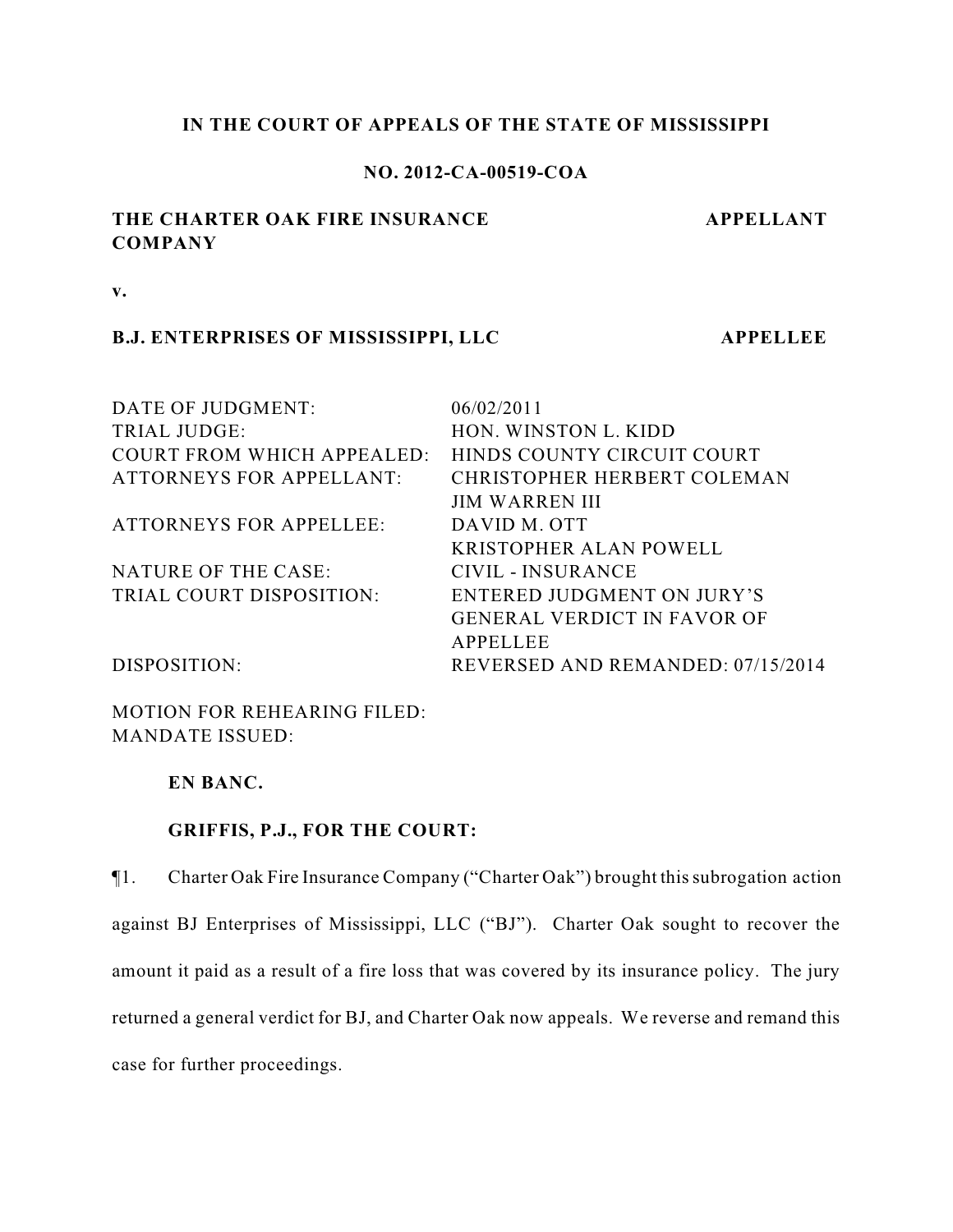**IN THE COURT OF APPEALS OF THE STATE OF MISSISSIPPI**

**NO. 2012-CA-00519-COA**

**THE CHARTER OAK FIRE INSURANCE COMPANY** — **APPELLANT**

**v.**

**B.J. ENTERPRISES OF MISSISSIPPI, LLC** — **APPELLEE**

| | |
|---|---|
| DATE OF JUDGMENT: | 06/02/2011 |
| TRIAL JUDGE: | HON. WINSTON L. KIDD |
| COURT FROM WHICH APPEALED: | HINDS COUNTY CIRCUIT COURT |
| ATTORNEYS FOR APPELLANT: | CHRISTOPHER HERBERT COLEMAN<br>JIM WARREN III |
| ATTORNEYS FOR APPELLEE: | DAVID M. OTT<br>KRISTOPHER ALAN POWELL |
| NATURE OF THE CASE: | CIVIL - INSURANCE |
| TRIAL COURT DISPOSITION: | ENTERED JUDGMENT ON JURY'S GENERAL VERDICT IN FAVOR OF APPELLEE |
| DISPOSITION: | REVERSED AND REMANDED: 07/15/2014 |
| MOTION FOR REHEARING FILED: | |
| MANDATE ISSUED: | |

**EN BANC.**

**GRIFFIS, P.J., FOR THE COURT:**

¶1. Charter Oak Fire Insurance Company ("Charter Oak") brought this subrogation action against BJ Enterprises of Mississippi, LLC ("BJ"). Charter Oak sought to recover the amount it paid as a result of a fire loss that was covered by its insurance policy. The jury returned a general verdict for BJ, and Charter Oak now appeals. We reverse and remand this case for further proceedings.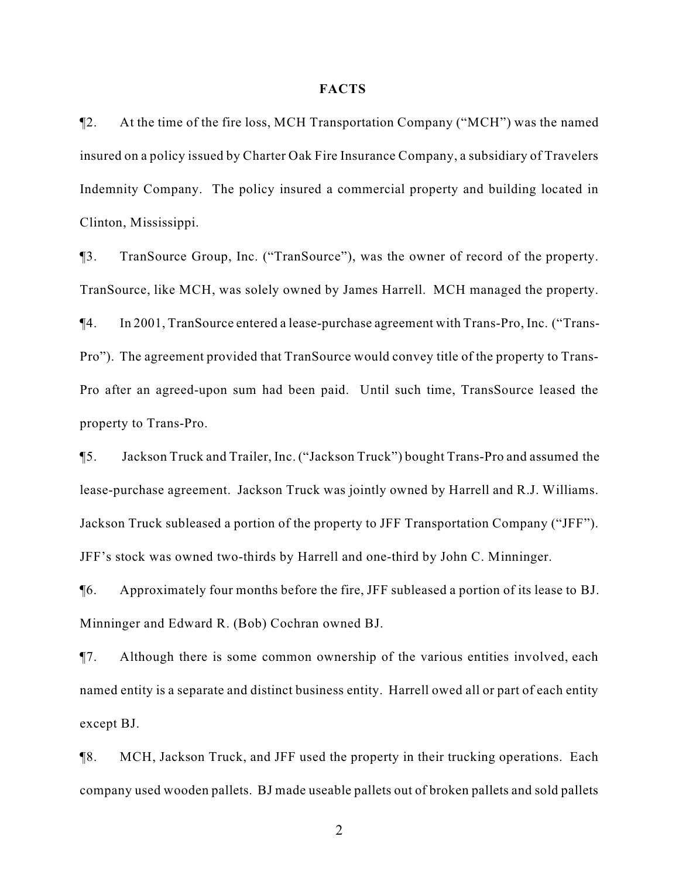## FACTS

¶2. At the time of the fire loss, MCH Transportation Company ("MCH") was the named insured on a policy issued by Charter Oak Fire Insurance Company, a subsidiary of Travelers Indemnity Company. The policy insured a commercial property and building located in Clinton, Mississippi.

¶3. TranSource Group, Inc. ("TranSource"), was the owner of record of the property. TranSource, like MCH, was solely owned by James Harrell. MCH managed the property.

¶4. In 2001, TranSource entered a lease-purchase agreement with Trans-Pro, Inc. ("Trans-Pro"). The agreement provided that TranSource would convey title of the property to Trans-Pro after an agreed-upon sum had been paid. Until such time, TransSource leased the property to Trans-Pro.

¶5. Jackson Truck and Trailer, Inc. ("Jackson Truck") bought Trans-Pro and assumed the lease-purchase agreement. Jackson Truck was jointly owned by Harrell and R.J. Williams. Jackson Truck subleased a portion of the property to JFF Transportation Company ("JFF"). JFF's stock was owned two-thirds by Harrell and one-third by John C. Minninger.

¶6. Approximately four months before the fire, JFF subleased a portion of its lease to BJ. Minninger and Edward R. (Bob) Cochran owned BJ.

¶7. Although there is some common ownership of the various entities involved, each named entity is a separate and distinct business entity. Harrell owed all or part of each entity except BJ.

¶8. MCH, Jackson Truck, and JFF used the property in their trucking operations. Each company used wooden pallets. BJ made useable pallets out of broken pallets and sold pallets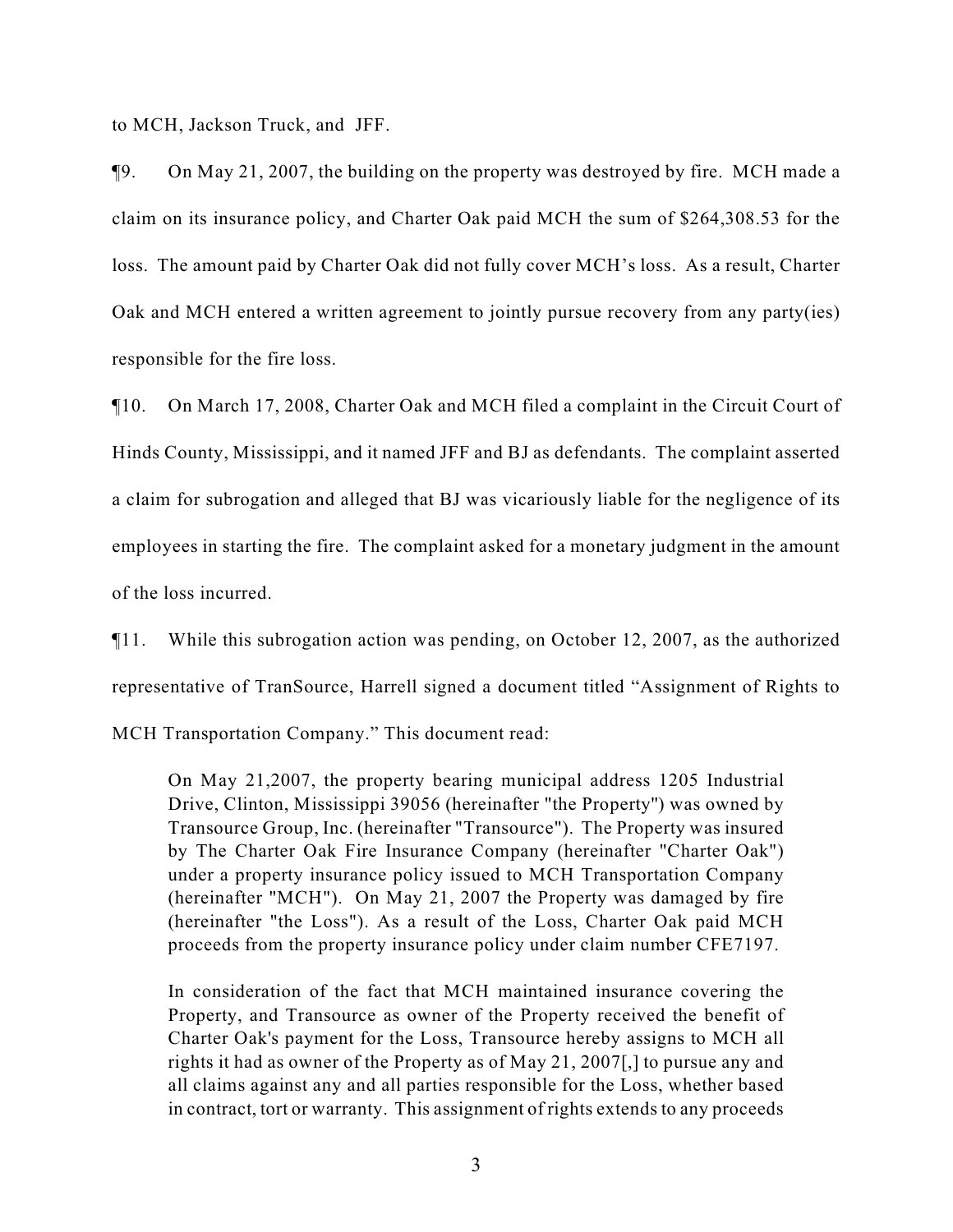to MCH, Jackson Truck, and JFF.

¶9. On May 21, 2007, the building on the property was destroyed by fire. MCH made a claim on its insurance policy, and Charter Oak paid MCH the sum of $264,308.53 for the loss. The amount paid by Charter Oak did not fully cover MCH's loss. As a result, Charter Oak and MCH entered a written agreement to jointly pursue recovery from any party(ies) responsible for the fire loss.

¶10. On March 17, 2008, Charter Oak and MCH filed a complaint in the Circuit Court of Hinds County, Mississippi, and it named JFF and BJ as defendants. The complaint asserted a claim for subrogation and alleged that BJ was vicariously liable for the negligence of its employees in starting the fire. The complaint asked for a monetary judgment in the amount of the loss incurred.

¶11. While this subrogation action was pending, on October 12, 2007, as the authorized representative of TranSource, Harrell signed a document titled "Assignment of Rights to MCH Transportation Company." This document read:

> On May 21,2007, the property bearing municipal address 1205 Industrial Drive, Clinton, Mississippi 39056 (hereinafter "the Property") was owned by Transource Group, Inc. (hereinafter "Transource"). The Property was insured by The Charter Oak Fire Insurance Company (hereinafter "Charter Oak") under a property insurance policy issued to MCH Transportation Company (hereinafter "MCH"). On May 21, 2007 the Property was damaged by fire (hereinafter "the Loss"). As a result of the Loss, Charter Oak paid MCH proceeds from the property insurance policy under claim number CFE7197.
>
> In consideration of the fact that MCH maintained insurance covering the Property, and Transource as owner of the Property received the benefit of Charter Oak's payment for the Loss, Transource hereby assigns to MCH all rights it had as owner of the Property as of May 21, 2007[,] to pursue any and all claims against any and all parties responsible for the Loss, whether based in contract, tort or warranty. This assignment of rights extends to any proceeds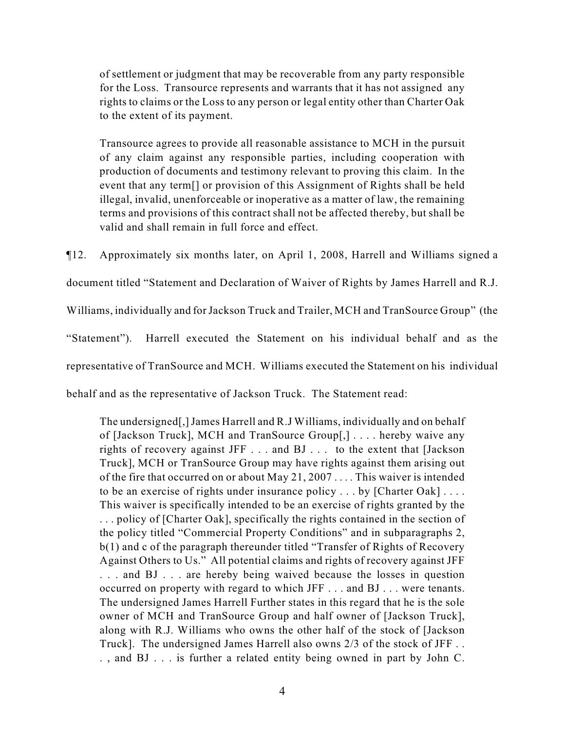of settlement or judgment that may be recoverable from any party responsible for the Loss. Transource represents and warrants that it has not assigned any rights to claims or the Loss to any person or legal entity other than Charter Oak to the extent of its payment.

> Transource agrees to provide all reasonable assistance to MCH in the pursuit of any claim against any responsible parties, including cooperation with production of documents and testimony relevant to proving this claim. In the event that any term[] or provision of this Assignment of Rights shall be held illegal, invalid, unenforceable or inoperative as a matter of law, the remaining terms and provisions of this contract shall not be affected thereby, but shall be valid and shall remain in full force and effect.

¶12. Approximately six months later, on April 1, 2008, Harrell and Williams signed a document titled "Statement and Declaration of Waiver of Rights by James Harrell and R.J. Williams, individually and for Jackson Truck and Trailer, MCH and TranSource Group" (the "Statement"). Harrell executed the Statement on his individual behalf and as the representative of TranSource and MCH. Williams executed the Statement on his individual behalf and as the representative of Jackson Truck. The Statement read:

> The undersigned[,] James Harrell and R.J Williams, individually and on behalf of [Jackson Truck], MCH and TranSource Group[,] . . . . hereby waive any rights of recovery against JFF . . . and BJ . . . to the extent that [Jackson Truck], MCH or TranSource Group may have rights against them arising out of the fire that occurred on or about May 21, 2007 . . . . This waiver is intended to be an exercise of rights under insurance policy . . . by [Charter Oak] . . . . This waiver is specifically intended to be an exercise of rights granted by the . . . policy of [Charter Oak], specifically the rights contained in the section of the policy titled "Commercial Property Conditions" and in subparagraphs 2, b(1) and c of the paragraph thereunder titled "Transfer of Rights of Recovery Against Others to Us." All potential claims and rights of recovery against JFF . . . and BJ . . . are hereby being waived because the losses in question occurred on property with regard to which JFF . . . and BJ . . . were tenants. The undersigned James Harrell Further states in this regard that he is the sole owner of MCH and TranSource Group and half owner of [Jackson Truck], along with R.J. Williams who owns the other half of the stock of [Jackson Truck]. The undersigned James Harrell also owns 2/3 of the stock of JFF . . . , and BJ . . . is further a related entity being owned in part by John C.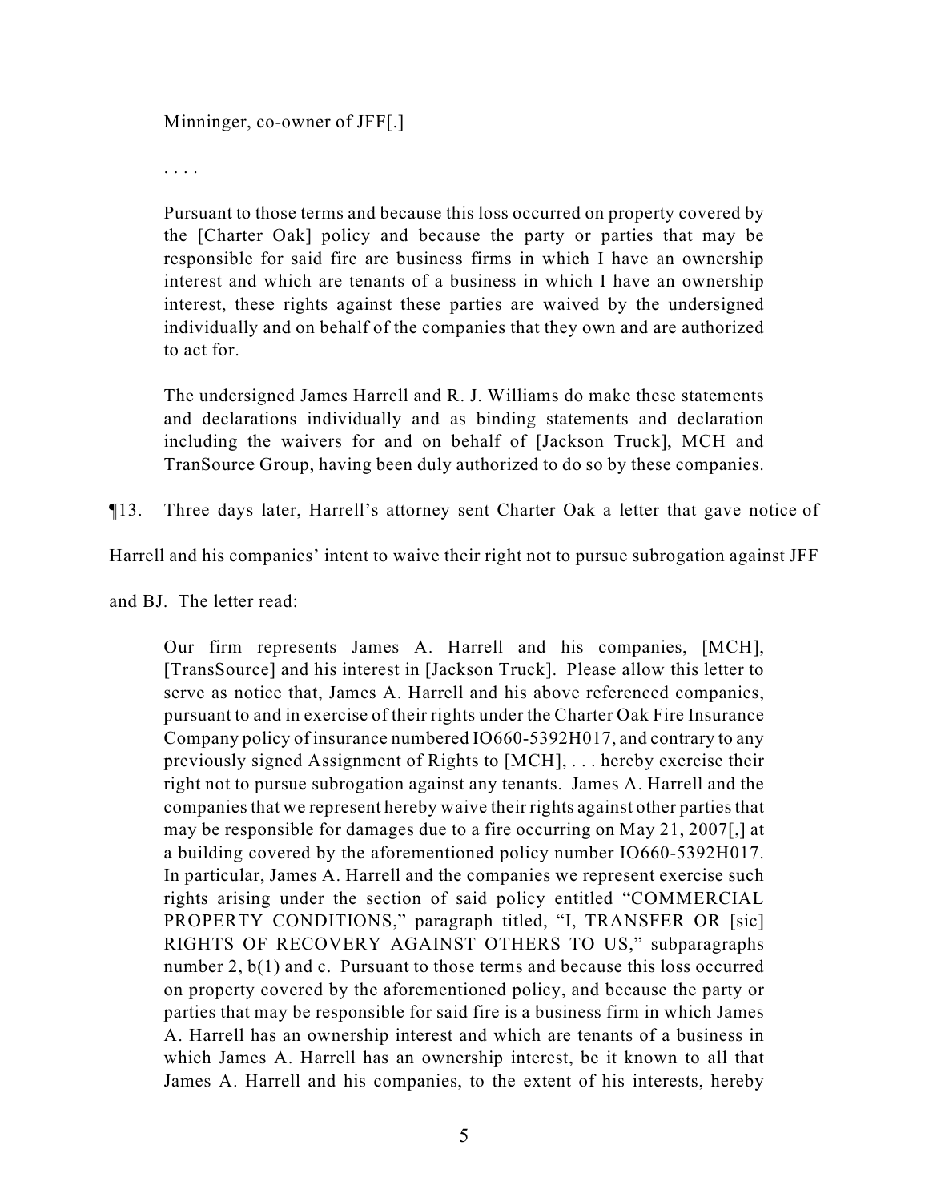> Minninger, co-owner of JFF[.]
>
> . . . .
>
> Pursuant to those terms and because this loss occurred on property covered by the [Charter Oak] policy and because the party or parties that may be responsible for said fire are business firms in which I have an ownership interest and which are tenants of a business in which I have an ownership interest, these rights against these parties are waived by the undersigned individually and on behalf of the companies that they own and are authorized to act for.
>
> The undersigned James Harrell and R. J. Williams do make these statements and declarations individually and as binding statements and declaration including the waivers for and on behalf of [Jackson Truck], MCH and TranSource Group, having been duly authorized to do so by these companies.

¶13. Three days later, Harrell's attorney sent Charter Oak a letter that gave notice of Harrell and his companies' intent to waive their right not to pursue subrogation against JFF and BJ. The letter read:

> Our firm represents James A. Harrell and his companies, [MCH], [TransSource] and his interest in [Jackson Truck]. Please allow this letter to serve as notice that, James A. Harrell and his above referenced companies, pursuant to and in exercise of their rights under the Charter Oak Fire Insurance Company policy of insurance numbered IO660-5392H017, and contrary to any previously signed Assignment of Rights to [MCH], . . . hereby exercise their right not to pursue subrogation against any tenants. James A. Harrell and the companies that we represent hereby waive their rights against other parties that may be responsible for damages due to a fire occurring on May 21, 2007[,] at a building covered by the aforementioned policy number IO660-5392H017. In particular, James A. Harrell and the companies we represent exercise such rights arising under the section of said policy entitled "COMMERCIAL PROPERTY CONDITIONS," paragraph titled, "I, TRANSFER OR [sic] RIGHTS OF RECOVERY AGAINST OTHERS TO US," subparagraphs number 2, b(1) and c. Pursuant to those terms and because this loss occurred on property covered by the aforementioned policy, and because the party or parties that may be responsible for said fire is a business firm in which James A. Harrell has an ownership interest and which are tenants of a business in which James A. Harrell has an ownership interest, be it known to all that James A. Harrell and his companies, to the extent of his interests, hereby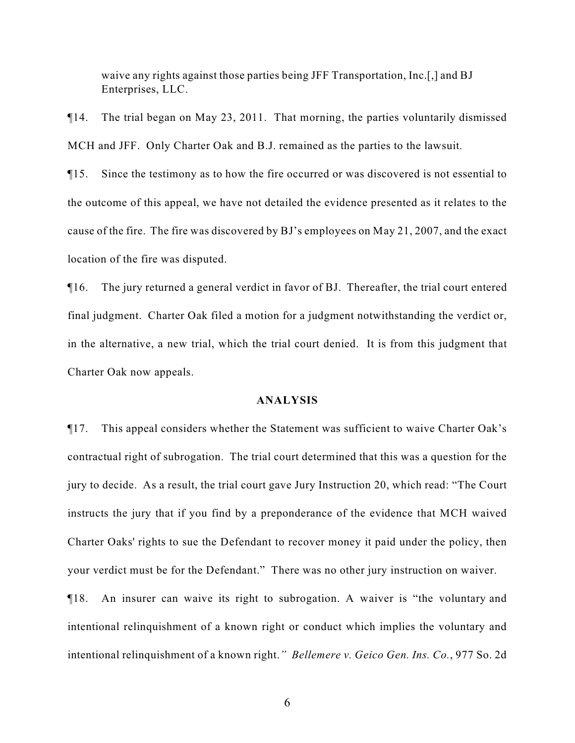waive any rights against those parties being JFF Transportation, Inc.[,] and BJ Enterprises, LLC.

¶14. The trial began on May 23, 2011. That morning, the parties voluntarily dismissed MCH and JFF. Only Charter Oak and B.J. remained as the parties to the lawsuit.

¶15. Since the testimony as to how the fire occurred or was discovered is not essential to the outcome of this appeal, we have not detailed the evidence presented as it relates to the cause of the fire. The fire was discovered by BJ's employees on May 21, 2007, and the exact location of the fire was disputed.

¶16. The jury returned a general verdict in favor of BJ. Thereafter, the trial court entered final judgment. Charter Oak filed a motion for a judgment notwithstanding the verdict or, in the alternative, a new trial, which the trial court denied. It is from this judgment that Charter Oak now appeals.

## ANALYSIS

¶17. This appeal considers whether the Statement was sufficient to waive Charter Oak's contractual right of subrogation. The trial court determined that this was a question for the jury to decide. As a result, the trial court gave Jury Instruction 20, which read: "The Court instructs the jury that if you find by a preponderance of the evidence that MCH waived Charter Oaks' rights to sue the Defendant to recover money it paid under the policy, then your verdict must be for the Defendant." There was no other jury instruction on waiver.

¶18. An insurer can waive its right to subrogation. A waiver is "the voluntary and intentional relinquishment of a known right or conduct which implies the voluntary and intentional relinquishment of a known right." *Bellemere v. Geico Gen. Ins. Co.*, 977 So. 2d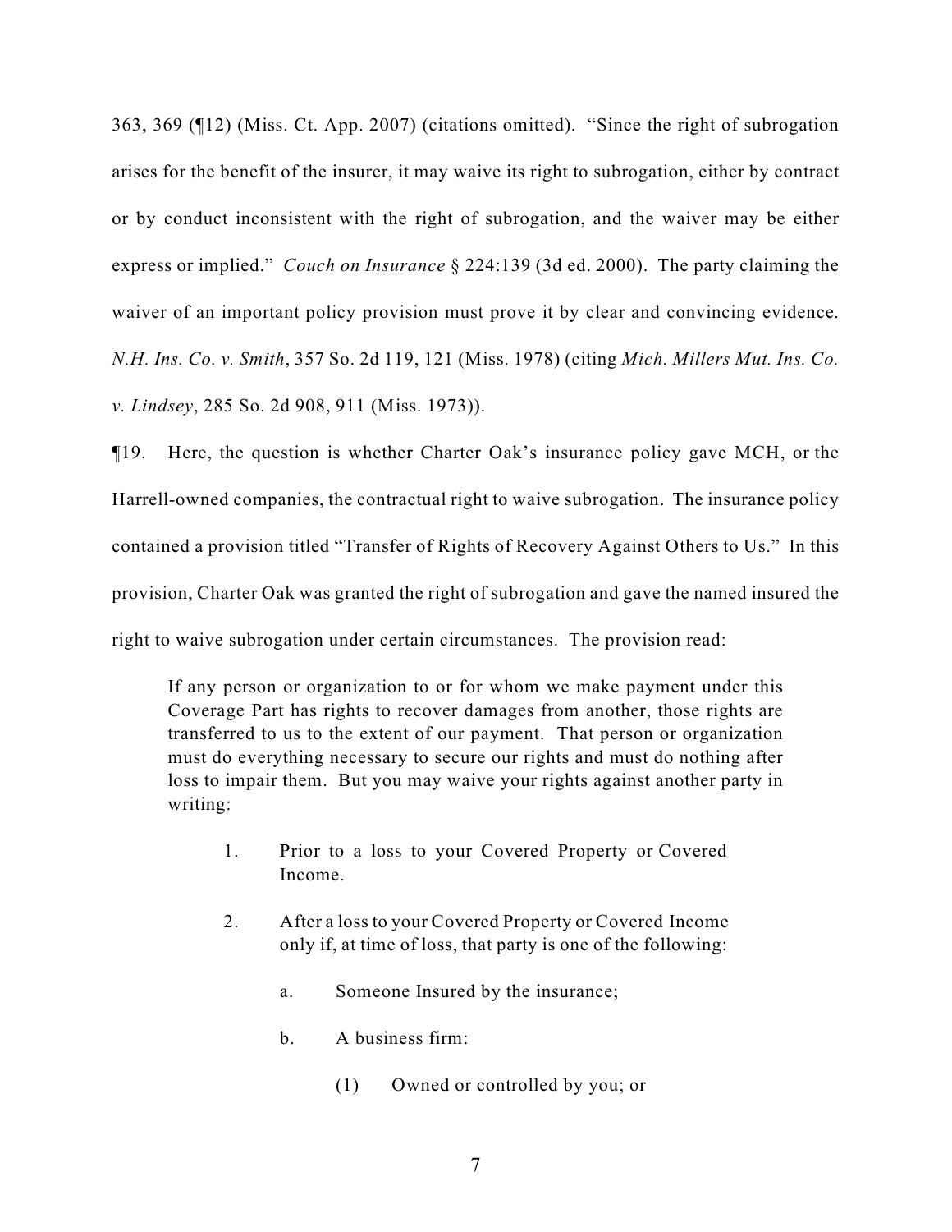363, 369 (¶12) (Miss. Ct. App. 2007) (citations omitted). "Since the right of subrogation arises for the benefit of the insurer, it may waive its right to subrogation, either by contract or by conduct inconsistent with the right of subrogation, and the waiver may be either express or implied." *Couch on Insurance* § 224:139 (3d ed. 2000). The party claiming the waiver of an important policy provision must prove it by clear and convincing evidence. *N.H. Ins. Co. v. Smith*, 357 So. 2d 119, 121 (Miss. 1978) (citing *Mich. Millers Mut. Ins. Co. v. Lindsey*, 285 So. 2d 908, 911 (Miss. 1973)).

¶19. Here, the question is whether Charter Oak's insurance policy gave MCH, or the Harrell-owned companies, the contractual right to waive subrogation. The insurance policy contained a provision titled "Transfer of Rights of Recovery Against Others to Us." In this provision, Charter Oak was granted the right of subrogation and gave the named insured the right to waive subrogation under certain circumstances. The provision read:

> If any person or organization to or for whom we make payment under this Coverage Part has rights to recover damages from another, those rights are transferred to us to the extent of our payment. That person or organization must do everything necessary to secure our rights and must do nothing after loss to impair them. But you may waive your rights against another party in writing:
>
> 1. Prior to a loss to your Covered Property or Covered Income.
>
> 2. After a loss to your Covered Property or Covered Income only if, at time of loss, that party is one of the following:
>
>     a. Someone Insured by the insurance;
>
>     b. A business firm:
>
>         (1) Owned or controlled by you; or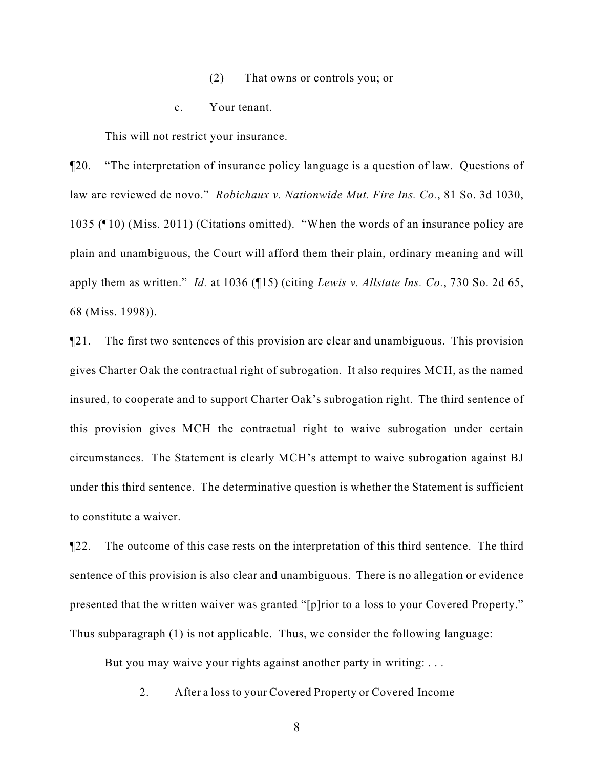(2) That owns or controls you; or

c. Your tenant.

This will not restrict your insurance.

¶20. "The interpretation of insurance policy language is a question of law. Questions of law are reviewed de novo." *Robichaux v. Nationwide Mut. Fire Ins. Co.*, 81 So. 3d 1030, 1035 (¶10) (Miss. 2011) (Citations omitted). "When the words of an insurance policy are plain and unambiguous, the Court will afford them their plain, ordinary meaning and will apply them as written." *Id.* at 1036 (¶15) (citing *Lewis v. Allstate Ins. Co.*, 730 So. 2d 65, 68 (Miss. 1998)).

¶21. The first two sentences of this provision are clear and unambiguous. This provision gives Charter Oak the contractual right of subrogation. It also requires MCH, as the named insured, to cooperate and to support Charter Oak's subrogation right. The third sentence of this provision gives MCH the contractual right to waive subrogation under certain circumstances. The Statement is clearly MCH's attempt to waive subrogation against BJ under this third sentence. The determinative question is whether the Statement is sufficient to constitute a waiver.

¶22. The outcome of this case rests on the interpretation of this third sentence. The third sentence of this provision is also clear and unambiguous. There is no allegation or evidence presented that the written waiver was granted "[p]rior to a loss to your Covered Property." Thus subparagraph (1) is not applicable. Thus, we consider the following language:

But you may waive your rights against another party in writing: . . .

2. After a loss to your Covered Property or Covered Income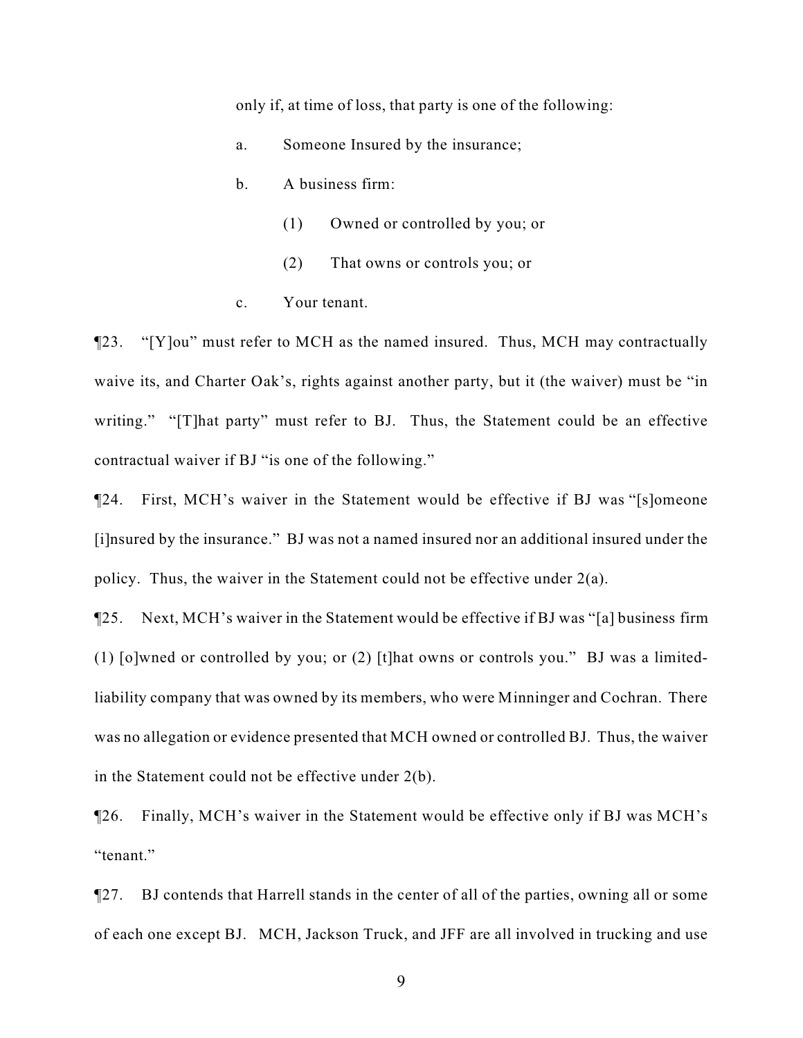only if, at time of loss, that party is one of the following:

a. Someone Insured by the insurance;

b. A business firm:

(1) Owned or controlled by you; or

(2) That owns or controls you; or

c. Your tenant.

¶23. "[Y]ou" must refer to MCH as the named insured. Thus, MCH may contractually waive its, and Charter Oak's, rights against another party, but it (the waiver) must be "in writing." "[T]hat party" must refer to BJ. Thus, the Statement could be an effective contractual waiver if BJ "is one of the following."

¶24. First, MCH's waiver in the Statement would be effective if BJ was "[s]omeone [i]nsured by the insurance." BJ was not a named insured nor an additional insured under the policy. Thus, the waiver in the Statement could not be effective under 2(a).

¶25. Next, MCH's waiver in the Statement would be effective if BJ was "[a] business firm (1) [o]wned or controlled by you; or (2) [t]hat owns or controls you." BJ was a limited-liability company that was owned by its members, who were Minninger and Cochran. There was no allegation or evidence presented that MCH owned or controlled BJ. Thus, the waiver in the Statement could not be effective under 2(b).

¶26. Finally, MCH's waiver in the Statement would be effective only if BJ was MCH's "tenant."

¶27. BJ contends that Harrell stands in the center of all of the parties, owning all or some of each one except BJ. MCH, Jackson Truck, and JFF are all involved in trucking and use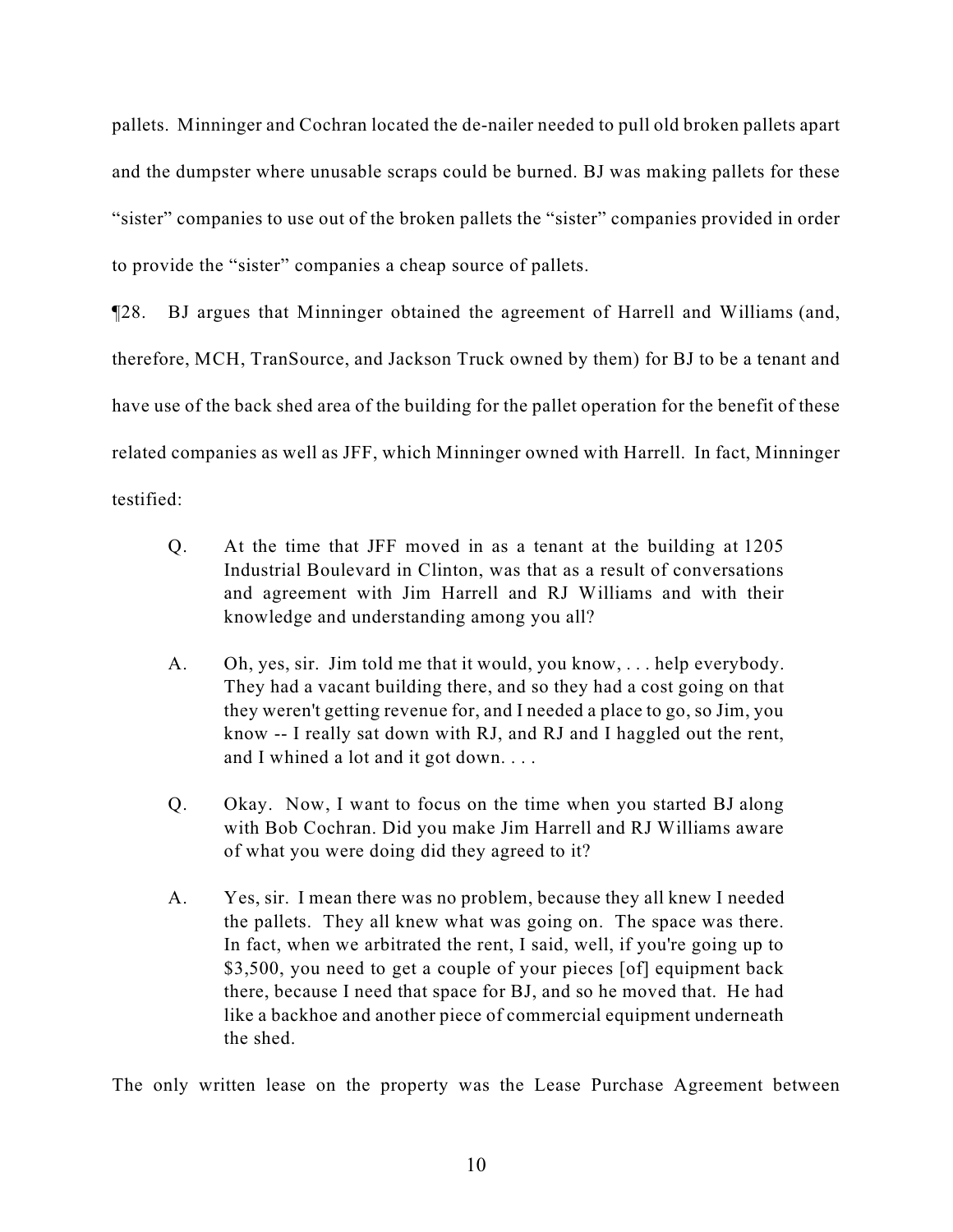pallets. Minninger and Cochran located the de-nailer needed to pull old broken pallets apart and the dumpster where unusable scraps could be burned. BJ was making pallets for these "sister" companies to use out of the broken pallets the "sister" companies provided in order to provide the "sister" companies a cheap source of pallets.

¶28. BJ argues that Minninger obtained the agreement of Harrell and Williams (and, therefore, MCH, TranSource, and Jackson Truck owned by them) for BJ to be a tenant and have use of the back shed area of the building for the pallet operation for the benefit of these related companies as well as JFF, which Minninger owned with Harrell. In fact, Minninger testified:

> Q. At the time that JFF moved in as a tenant at the building at 1205 Industrial Boulevard in Clinton, was that as a result of conversations and agreement with Jim Harrell and RJ Williams and with their knowledge and understanding among you all?
>
> A. Oh, yes, sir. Jim told me that it would, you know, . . . help everybody. They had a vacant building there, and so they had a cost going on that they weren't getting revenue for, and I needed a place to go, so Jim, you know -- I really sat down with RJ, and RJ and I haggled out the rent, and I whined a lot and it got down. . . .
>
> Q. Okay. Now, I want to focus on the time when you started BJ along with Bob Cochran. Did you make Jim Harrell and RJ Williams aware of what you were doing did they agreed to it?
>
> A. Yes, sir. I mean there was no problem, because they all knew I needed the pallets. They all knew what was going on. The space was there. In fact, when we arbitrated the rent, I said, well, if you're going up to $3,500, you need to get a couple of your pieces [of] equipment back there, because I need that space for BJ, and so he moved that. He had like a backhoe and another piece of commercial equipment underneath the shed.

The only written lease on the property was the Lease Purchase Agreement between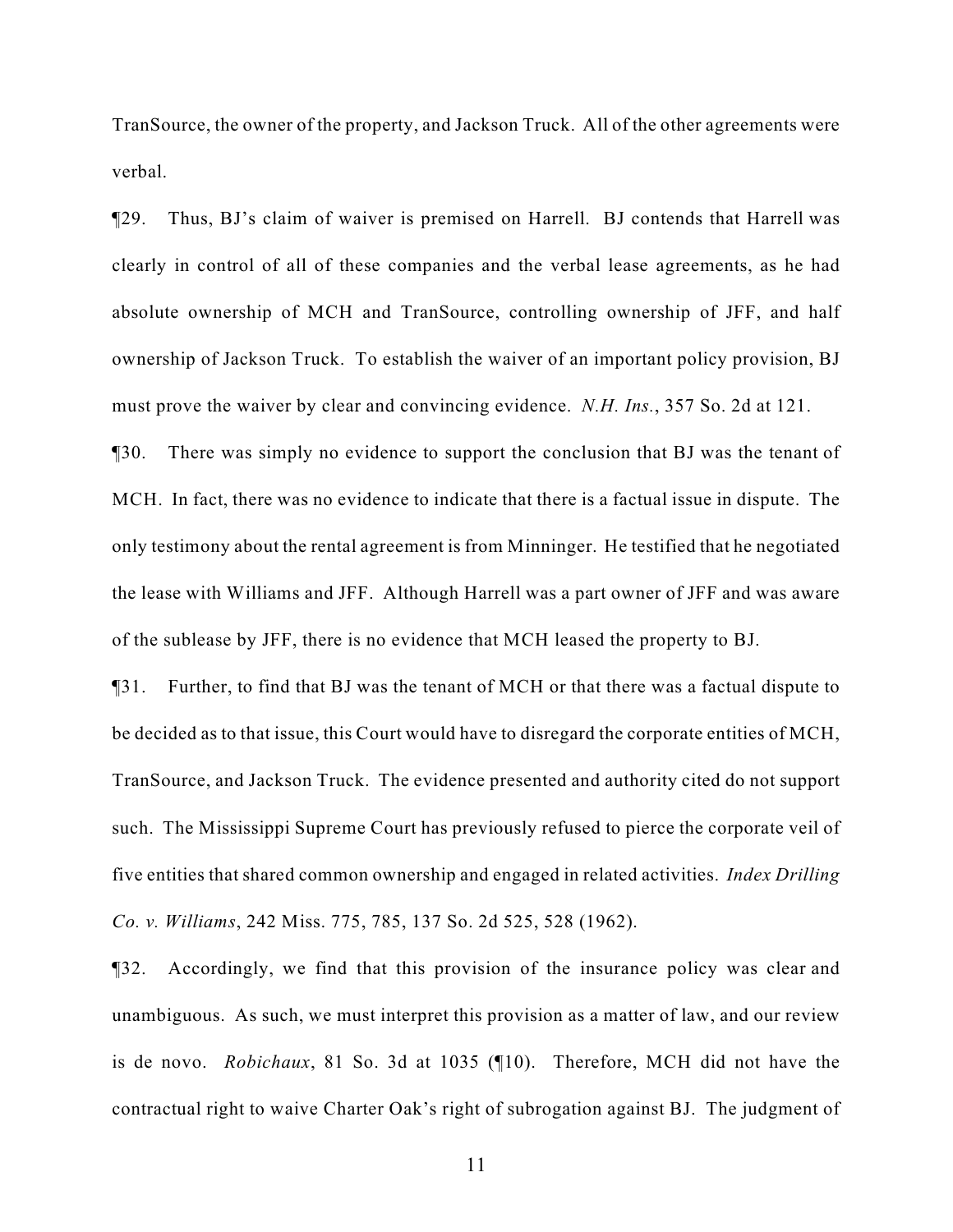TranSource, the owner of the property, and Jackson Truck. All of the other agreements were verbal.

¶29. Thus, BJ's claim of waiver is premised on Harrell. BJ contends that Harrell was clearly in control of all of these companies and the verbal lease agreements, as he had absolute ownership of MCH and TranSource, controlling ownership of JFF, and half ownership of Jackson Truck. To establish the waiver of an important policy provision, BJ must prove the waiver by clear and convincing evidence. *N.H. Ins.*, 357 So. 2d at 121.

¶30. There was simply no evidence to support the conclusion that BJ was the tenant of MCH. In fact, there was no evidence to indicate that there is a factual issue in dispute. The only testimony about the rental agreement is from Minninger. He testified that he negotiated the lease with Williams and JFF. Although Harrell was a part owner of JFF and was aware of the sublease by JFF, there is no evidence that MCH leased the property to BJ.

¶31. Further, to find that BJ was the tenant of MCH or that there was a factual dispute to be decided as to that issue, this Court would have to disregard the corporate entities of MCH, TranSource, and Jackson Truck. The evidence presented and authority cited do not support such. The Mississippi Supreme Court has previously refused to pierce the corporate veil of five entities that shared common ownership and engaged in related activities. *Index Drilling Co. v. Williams*, 242 Miss. 775, 785, 137 So. 2d 525, 528 (1962).

¶32. Accordingly, we find that this provision of the insurance policy was clear and unambiguous. As such, we must interpret this provision as a matter of law, and our review is de novo. *Robichaux*, 81 So. 3d at 1035 (¶10). Therefore, MCH did not have the contractual right to waive Charter Oak's right of subrogation against BJ. The judgment of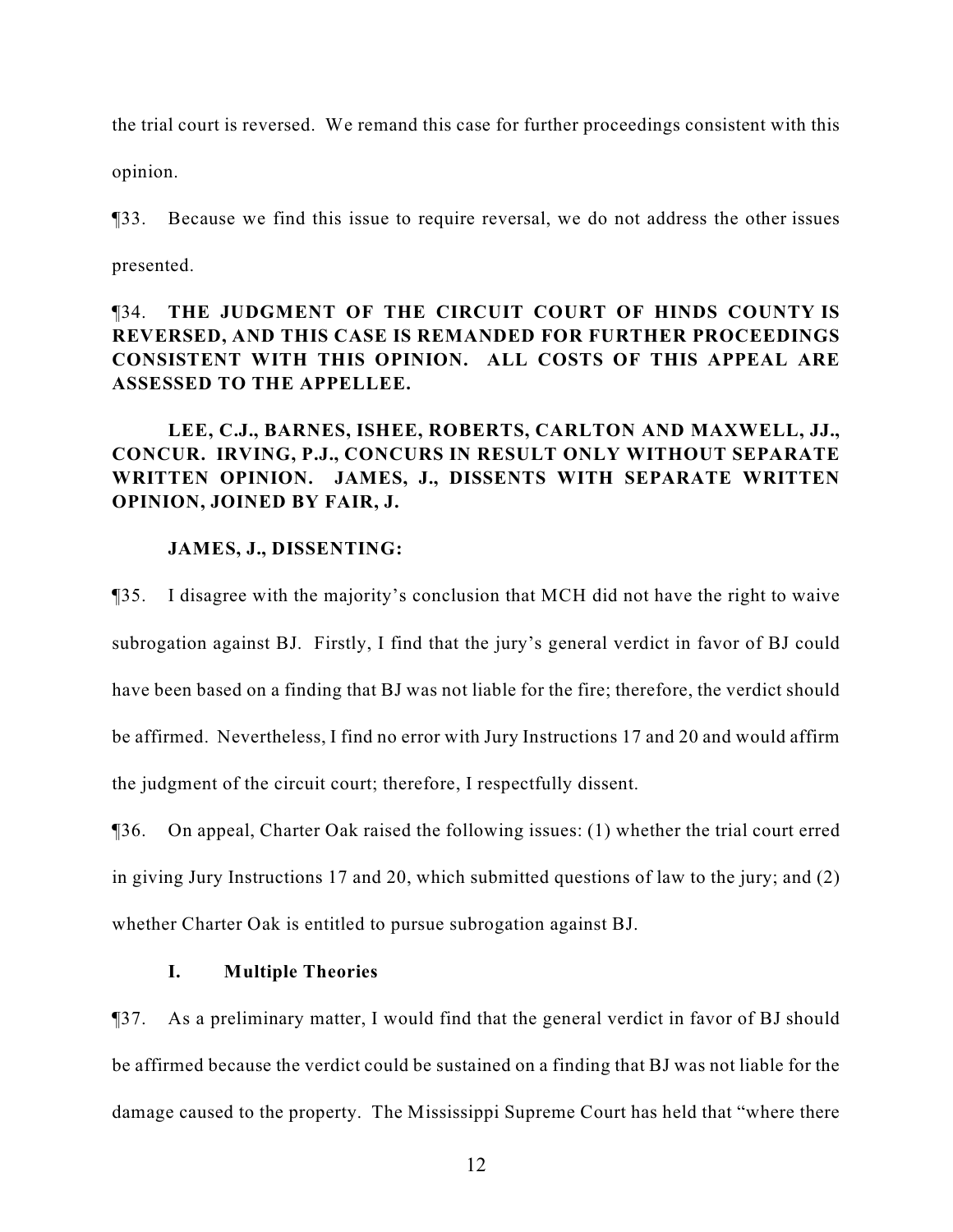the trial court is reversed. We remand this case for further proceedings consistent with this opinion.

¶33. Because we find this issue to require reversal, we do not address the other issues presented.

¶34. **THE JUDGMENT OF THE CIRCUIT COURT OF HINDS COUNTY IS REVERSED, AND THIS CASE IS REMANDED FOR FURTHER PROCEEDINGS CONSISTENT WITH THIS OPINION. ALL COSTS OF THIS APPEAL ARE ASSESSED TO THE APPELLEE.**

**LEE, C.J., BARNES, ISHEE, ROBERTS, CARLTON AND MAXWELL, JJ., CONCUR. IRVING, P.J., CONCURS IN RESULT ONLY WITHOUT SEPARATE WRITTEN OPINION. JAMES, J., DISSENTS WITH SEPARATE WRITTEN OPINION, JOINED BY FAIR, J.**

**JAMES, J., DISSENTING:**

¶35. I disagree with the majority's conclusion that MCH did not have the right to waive subrogation against BJ. Firstly, I find that the jury's general verdict in favor of BJ could have been based on a finding that BJ was not liable for the fire; therefore, the verdict should be affirmed. Nevertheless, I find no error with Jury Instructions 17 and 20 and would affirm the judgment of the circuit court; therefore, I respectfully dissent.

¶36. On appeal, Charter Oak raised the following issues: (1) whether the trial court erred in giving Jury Instructions 17 and 20, which submitted questions of law to the jury; and (2) whether Charter Oak is entitled to pursue subrogation against BJ.

**I. Multiple Theories**

¶37. As a preliminary matter, I would find that the general verdict in favor of BJ should be affirmed because the verdict could be sustained on a finding that BJ was not liable for the damage caused to the property. The Mississippi Supreme Court has held that "where there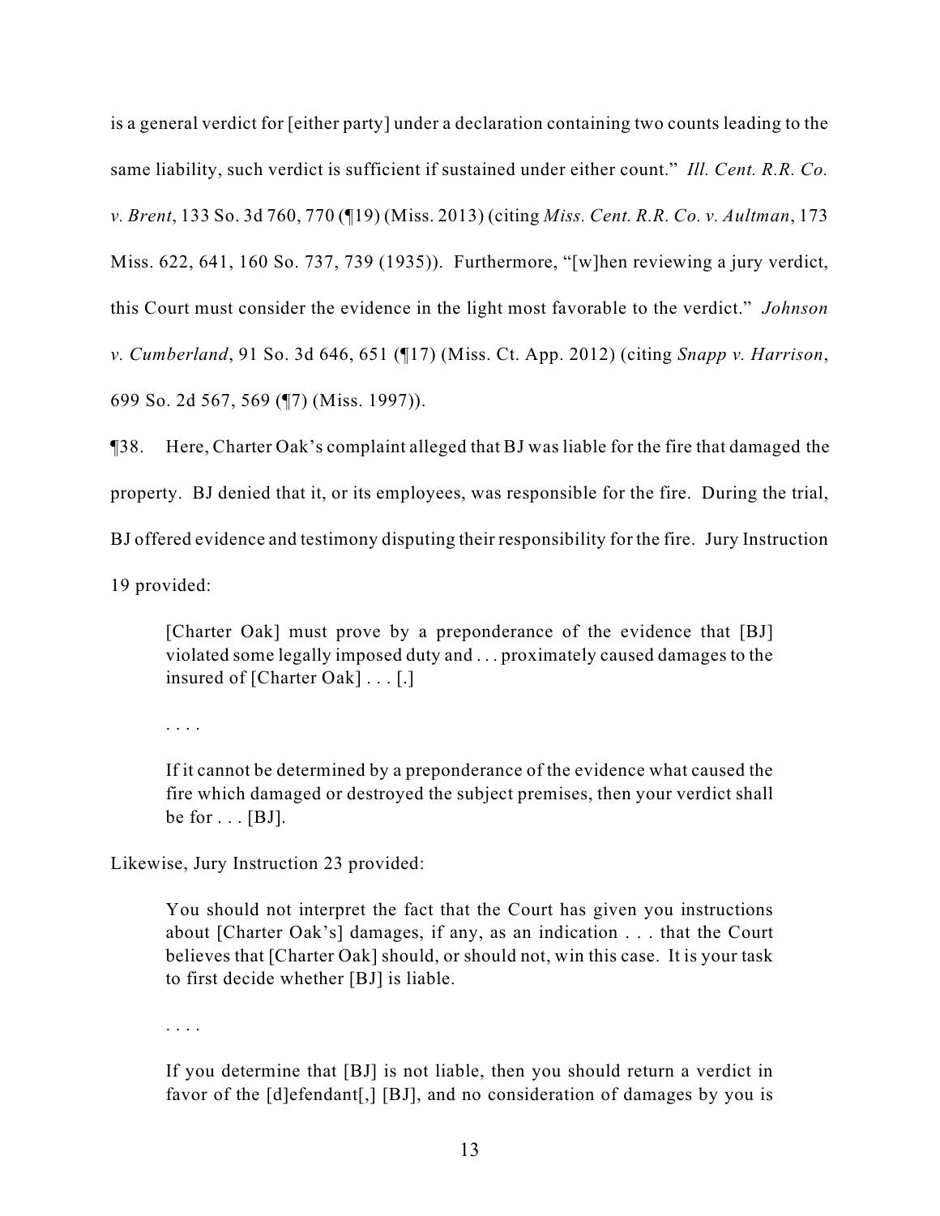is a general verdict for [either party] under a declaration containing two counts leading to the same liability, such verdict is sufficient if sustained under either count." *Ill. Cent. R.R. Co. v. Brent*, 133 So. 3d 760, 770 (¶19) (Miss. 2013) (citing *Miss. Cent. R.R. Co. v. Aultman*, 173 Miss. 622, 641, 160 So. 737, 739 (1935)). Furthermore, "[w]hen reviewing a jury verdict, this Court must consider the evidence in the light most favorable to the verdict." *Johnson v. Cumberland*, 91 So. 3d 646, 651 (¶17) (Miss. Ct. App. 2012) (citing *Snapp v. Harrison*, 699 So. 2d 567, 569 (¶7) (Miss. 1997)).

¶38. Here, Charter Oak's complaint alleged that BJ was liable for the fire that damaged the property. BJ denied that it, or its employees, was responsible for the fire. During the trial, BJ offered evidence and testimony disputing their responsibility for the fire. Jury Instruction 19 provided:

> [Charter Oak] must prove by a preponderance of the evidence that [BJ] violated some legally imposed duty and . . . proximately caused damages to the insured of [Charter Oak] . . . [.]
>
> . . . .
>
> If it cannot be determined by a preponderance of the evidence what caused the fire which damaged or destroyed the subject premises, then your verdict shall be for . . . [BJ].

Likewise, Jury Instruction 23 provided:

> You should not interpret the fact that the Court has given you instructions about [Charter Oak's] damages, if any, as an indication . . . that the Court believes that [Charter Oak] should, or should not, win this case. It is your task to first decide whether [BJ] is liable.
>
> . . . .
>
> If you determine that [BJ] is not liable, then you should return a verdict in favor of the [d]efendant[,] [BJ], and no consideration of damages by you is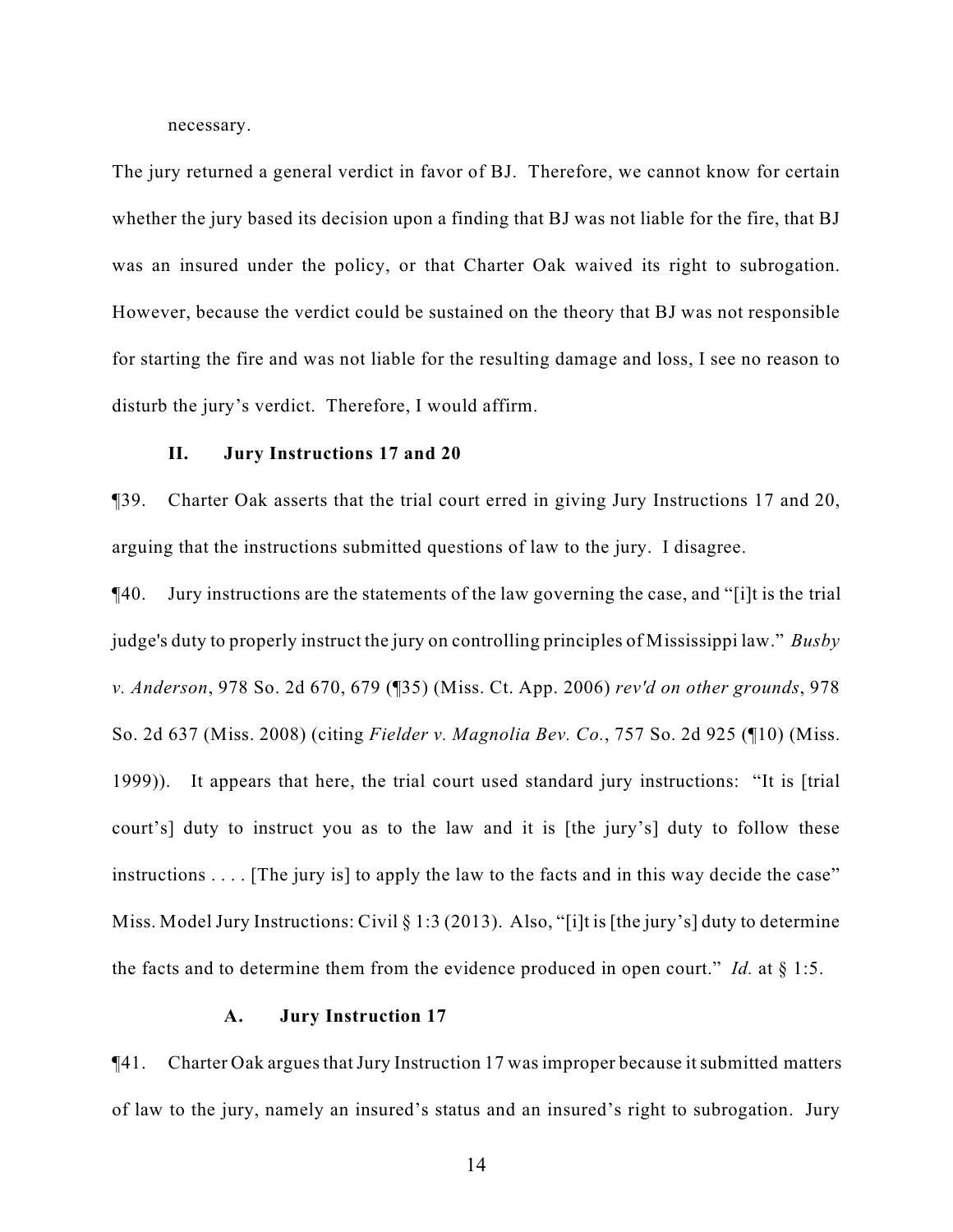necessary.

The jury returned a general verdict in favor of BJ. Therefore, we cannot know for certain whether the jury based its decision upon a finding that BJ was not liable for the fire, that BJ was an insured under the policy, or that Charter Oak waived its right to subrogation. However, because the verdict could be sustained on the theory that BJ was not responsible for starting the fire and was not liable for the resulting damage and loss, I see no reason to disturb the jury's verdict. Therefore, I would affirm.

## II. Jury Instructions 17 and 20

¶39. Charter Oak asserts that the trial court erred in giving Jury Instructions 17 and 20, arguing that the instructions submitted questions of law to the jury. I disagree.

¶40. Jury instructions are the statements of the law governing the case, and "[i]t is the trial judge's duty to properly instruct the jury on controlling principles of Mississippi law." *Busby v. Anderson*, 978 So. 2d 670, 679 (¶35) (Miss. Ct. App. 2006) *rev'd on other grounds*, 978 So. 2d 637 (Miss. 2008) (citing *Fielder v. Magnolia Bev. Co.*, 757 So. 2d 925 (¶10) (Miss. 1999)). It appears that here, the trial court used standard jury instructions: "It is [trial court's] duty to instruct you as to the law and it is [the jury's] duty to follow these instructions . . . . [The jury is] to apply the law to the facts and in this way decide the case" Miss. Model Jury Instructions: Civil § 1:3 (2013). Also, "[i]t is [the jury's] duty to determine the facts and to determine them from the evidence produced in open court." *Id.* at § 1:5.

### A. Jury Instruction 17

¶41. Charter Oak argues that Jury Instruction 17 was improper because it submitted matters of law to the jury, namely an insured's status and an insured's right to subrogation. Jury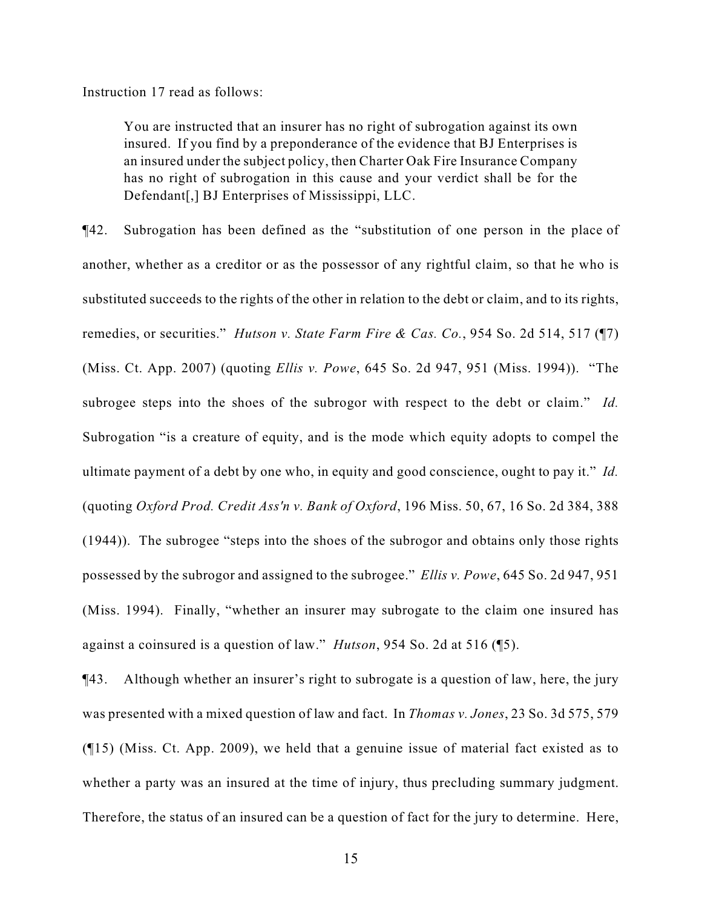Instruction 17 read as follows:

> You are instructed that an insurer has no right of subrogation against its own insured. If you find by a preponderance of the evidence that BJ Enterprises is an insured under the subject policy, then Charter Oak Fire Insurance Company has no right of subrogation in this cause and your verdict shall be for the Defendant[,] BJ Enterprises of Mississippi, LLC.

¶42. Subrogation has been defined as the "substitution of one person in the place of another, whether as a creditor or as the possessor of any rightful claim, so that he who is substituted succeeds to the rights of the other in relation to the debt or claim, and to its rights, remedies, or securities." *Hutson v. State Farm Fire & Cas. Co.*, 954 So. 2d 514, 517 (¶7) (Miss. Ct. App. 2007) (quoting *Ellis v. Powe*, 645 So. 2d 947, 951 (Miss. 1994)). "The subrogee steps into the shoes of the subrogor with respect to the debt or claim." *Id.* Subrogation "is a creature of equity, and is the mode which equity adopts to compel the ultimate payment of a debt by one who, in equity and good conscience, ought to pay it." *Id.* (quoting *Oxford Prod. Credit Ass'n v. Bank of Oxford*, 196 Miss. 50, 67, 16 So. 2d 384, 388 (1944)). The subrogee "steps into the shoes of the subrogor and obtains only those rights possessed by the subrogor and assigned to the subrogee." *Ellis v. Powe*, 645 So. 2d 947, 951 (Miss. 1994). Finally, "whether an insurer may subrogate to the claim one insured has against a coinsured is a question of law." *Hutson*, 954 So. 2d at 516 (¶5).

¶43. Although whether an insurer's right to subrogate is a question of law, here, the jury was presented with a mixed question of law and fact. In *Thomas v. Jones*, 23 So. 3d 575, 579 (¶15) (Miss. Ct. App. 2009), we held that a genuine issue of material fact existed as to whether a party was an insured at the time of injury, thus precluding summary judgment. Therefore, the status of an insured can be a question of fact for the jury to determine. Here,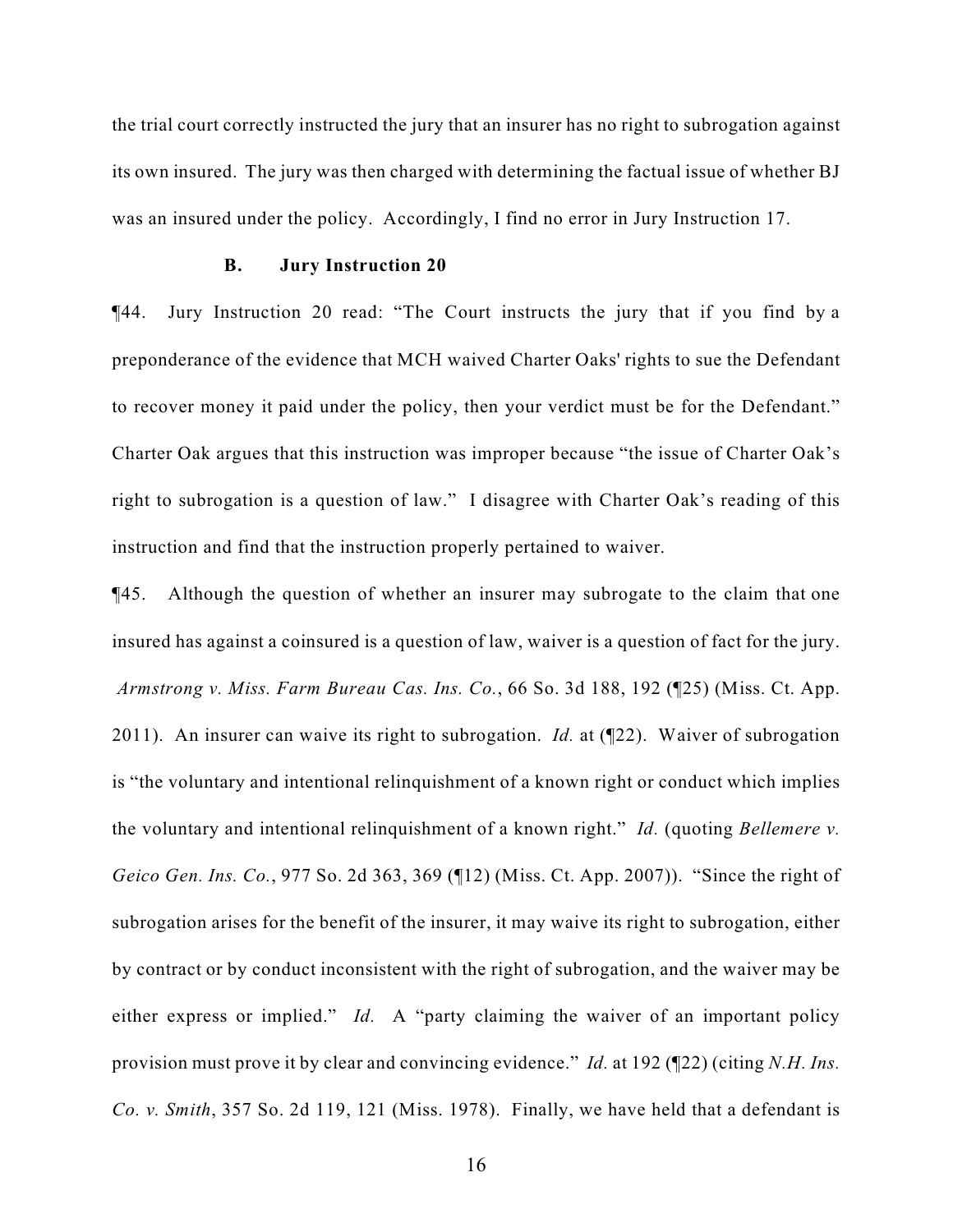the trial court correctly instructed the jury that an insurer has no right to subrogation against its own insured. The jury was then charged with determining the factual issue of whether BJ was an insured under the policy. Accordingly, I find no error in Jury Instruction 17.

### B. Jury Instruction 20

¶44. Jury Instruction 20 read: "The Court instructs the jury that if you find by a preponderance of the evidence that MCH waived Charter Oaks' rights to sue the Defendant to recover money it paid under the policy, then your verdict must be for the Defendant." Charter Oak argues that this instruction was improper because "the issue of Charter Oak's right to subrogation is a question of law." I disagree with Charter Oak's reading of this instruction and find that the instruction properly pertained to waiver.

¶45. Although the question of whether an insurer may subrogate to the claim that one insured has against a coinsured is a question of law, waiver is a question of fact for the jury. *Armstrong v. Miss. Farm Bureau Cas. Ins. Co.*, 66 So. 3d 188, 192 (¶25) (Miss. Ct. App. 2011). An insurer can waive its right to subrogation. *Id.* at (¶22). Waiver of subrogation is "the voluntary and intentional relinquishment of a known right or conduct which implies the voluntary and intentional relinquishment of a known right." *Id.* (quoting *Bellemere v. Geico Gen. Ins. Co.*, 977 So. 2d 363, 369 (¶12) (Miss. Ct. App. 2007)). "Since the right of subrogation arises for the benefit of the insurer, it may waive its right to subrogation, either by contract or by conduct inconsistent with the right of subrogation, and the waiver may be either express or implied." *Id.* A "party claiming the waiver of an important policy provision must prove it by clear and convincing evidence." *Id.* at 192 (¶22) (citing *N.H. Ins. Co. v. Smith*, 357 So. 2d 119, 121 (Miss. 1978). Finally, we have held that a defendant is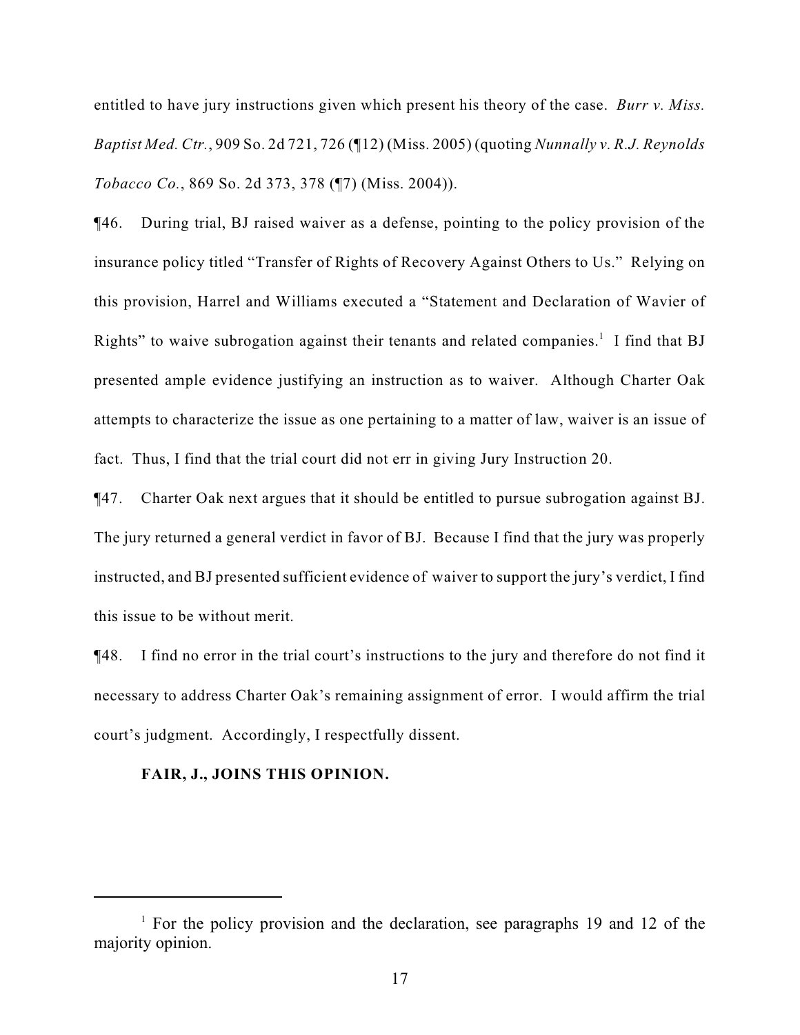entitled to have jury instructions given which present his theory of the case. *Burr v. Miss. Baptist Med. Ctr.*, 909 So. 2d 721, 726 (¶12) (Miss. 2005) (quoting *Nunnally v. R.J. Reynolds Tobacco Co.*, 869 So. 2d 373, 378 (¶7) (Miss. 2004)).

¶46. During trial, BJ raised waiver as a defense, pointing to the policy provision of the insurance policy titled "Transfer of Rights of Recovery Against Others to Us." Relying on this provision, Harrel and Williams executed a "Statement and Declaration of Wavier of Rights" to waive subrogation against their tenants and related companies.[1] I find that BJ presented ample evidence justifying an instruction as to waiver. Although Charter Oak attempts to characterize the issue as one pertaining to a matter of law, waiver is an issue of fact. Thus, I find that the trial court did not err in giving Jury Instruction 20.

¶47. Charter Oak next argues that it should be entitled to pursue subrogation against BJ. The jury returned a general verdict in favor of BJ. Because I find that the jury was properly instructed, and BJ presented sufficient evidence of waiver to support the jury's verdict, I find this issue to be without merit.

¶48. I find no error in the trial court's instructions to the jury and therefore do not find it necessary to address Charter Oak's remaining assignment of error. I would affirm the trial court's judgment. Accordingly, I respectfully dissent.

**FAIR, J., JOINS THIS OPINION.**

---

[1] For the policy provision and the declaration, see paragraphs 19 and 12 of the majority opinion.